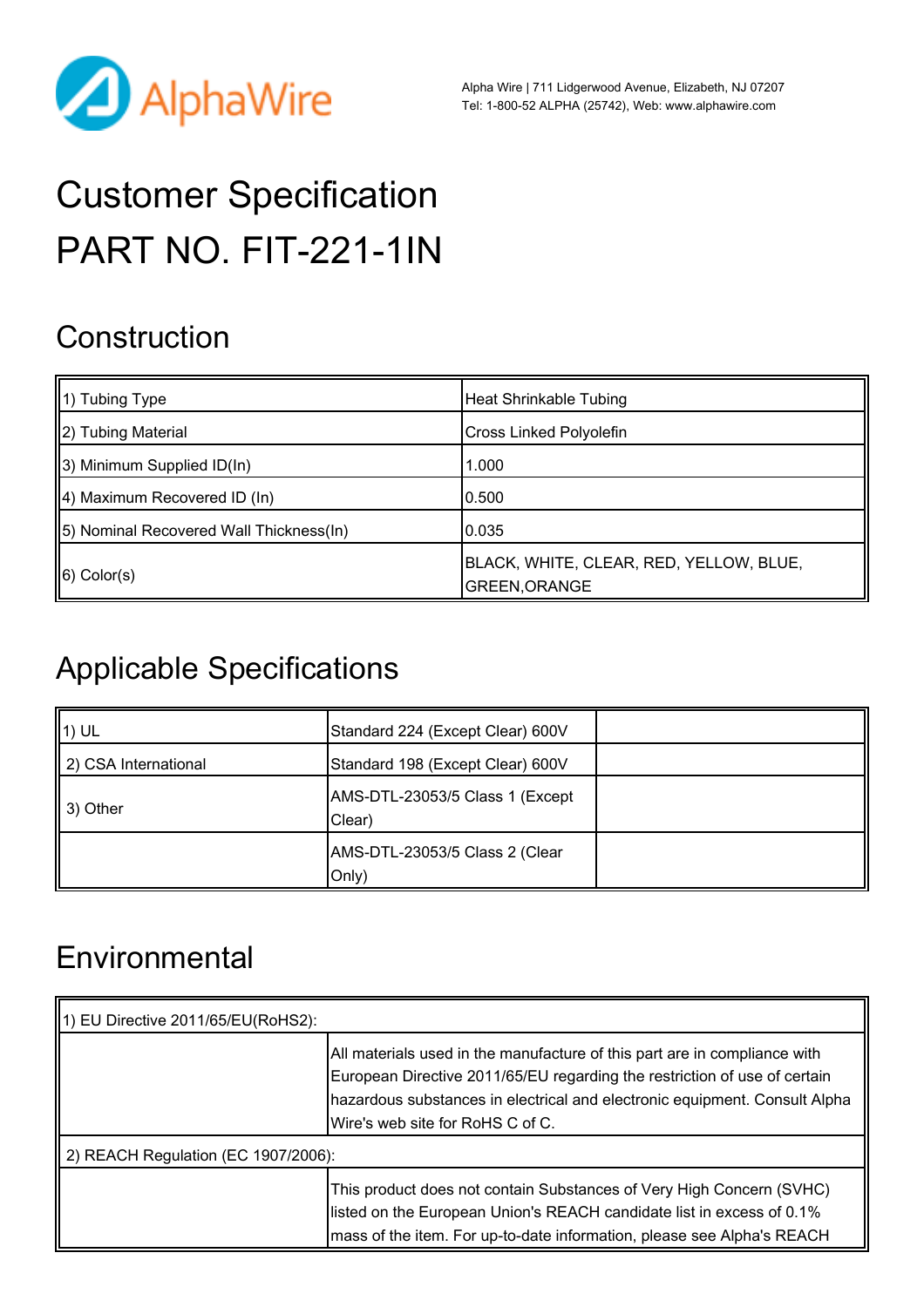Alpha Wire | 711 Lidgerwood Avenue, Elizabeth, NJ 07207
Tel: 1-800-52 ALPHA (25742), Web: www.alphawire.com

# Customer Specification
# PART NO. FIT-221-1IN

## Construction

| | |
|---|---|
| 1) Tubing Type | Heat Shrinkable Tubing |
| 2) Tubing Material | Cross Linked Polyolefin |
| 3) Minimum Supplied ID(In) | 1.000 |
| 4) Maximum Recovered ID (In) | 0.500 |
| 5) Nominal Recovered Wall Thickness(In) | 0.035 |
| 6) Color(s) | BLACK, WHITE, CLEAR, RED, YELLOW, BLUE, GREEN,ORANGE |

## Applicable Specifications

| | | |
|---|---|---|
| 1) UL | Standard 224 (Except Clear) 600V | |
| 2) CSA International | Standard 198 (Except Clear) 600V | |
| 3) Other | AMS-DTL-23053/5 Class 1 (Except Clear) | |
| | AMS-DTL-23053/5 Class 2 (Clear Only) | |

## Environmental

| | |
|---|---|
| 1) EU Directive 2011/65/EU(RoHS2): | |
| | All materials used in the manufacture of this part are in compliance with European Directive 2011/65/EU regarding the restriction of use of certain hazardous substances in electrical and electronic equipment. Consult Alpha Wire's web site for RoHS C of C. |
| 2) REACH Regulation (EC 1907/2006): | |
| | This product does not contain Substances of Very High Concern (SVHC) listed on the European Union's REACH candidate list in excess of 0.1% mass of the item. For up-to-date information, please see Alpha's REACH |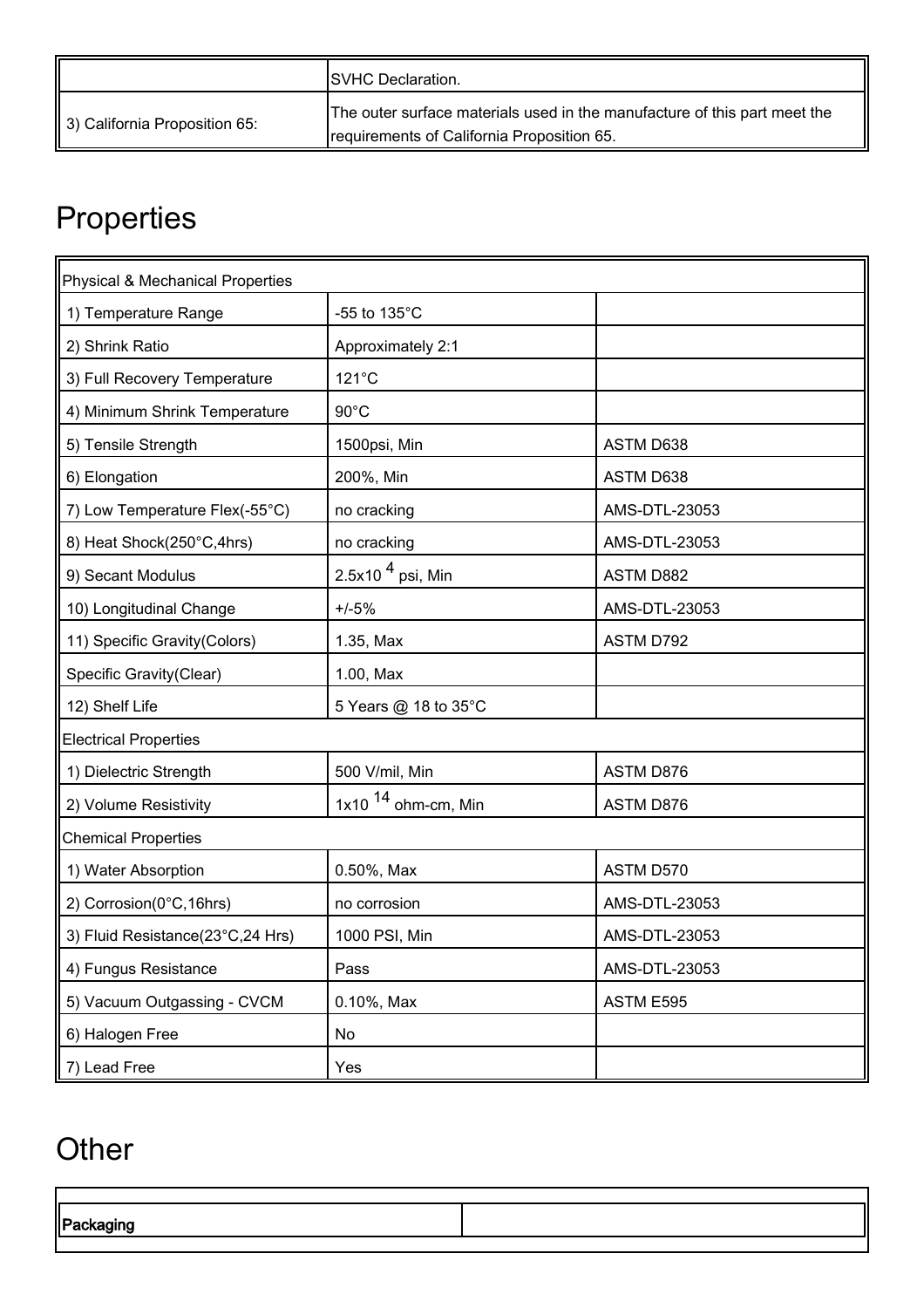| | |
|---|---|
| | SVHC Declaration. |
| 3) California Proposition 65: | The outer surface materials used in the manufacture of this part meet the requirements of California Proposition 65. |

# Properties

| Physical & Mechanical Properties | | |
|---|---|---|
| 1) Temperature Range | -55 to 135°C | |
| 2) Shrink Ratio | Approximately 2:1 | |
| 3) Full Recovery Temperature | 121°C | |
| 4) Minimum Shrink Temperature | 90°C | |
| 5) Tensile Strength | 1500psi, Min | ASTM D638 |
| 6) Elongation | 200%, Min | ASTM D638 |
| 7) Low Temperature Flex(-55°C) | no cracking | AMS-DTL-23053 |
| 8) Heat Shock(250°C,4hrs) | no cracking | AMS-DTL-23053 |
| 9) Secant Modulus | $2.5x10^{4}$ psi, Min | ASTM D882 |
| 10) Longitudinal Change | +/-5% | AMS-DTL-23053 |
| 11) Specific Gravity(Colors) | 1.35, Max | ASTM D792 |
| Specific Gravity(Clear) | 1.00, Max | |
| 12) Shelf Life | 5 Years @ 18 to 35°C | |
| **Electrical Properties** | | |
| 1) Dielectric Strength | 500 V/mil, Min | ASTM D876 |
| 2) Volume Resistivity | $1x10^{14}$ ohm-cm, Min | ASTM D876 |
| **Chemical Properties** | | |
| 1) Water Absorption | 0.50%, Max | ASTM D570 |
| 2) Corrosion(0°C,16hrs) | no corrosion | AMS-DTL-23053 |
| 3) Fluid Resistance(23°C,24 Hrs) | 1000 PSI, Min | AMS-DTL-23053 |
| 4) Fungus Resistance | Pass | AMS-DTL-23053 |
| 5) Vacuum Outgassing - CVCM | 0.10%, Max | ASTM E595 |
| 6) Halogen Free | No | |
| 7) Lead Free | Yes | |

# Other

| | |
|---|---|
| Packaging | |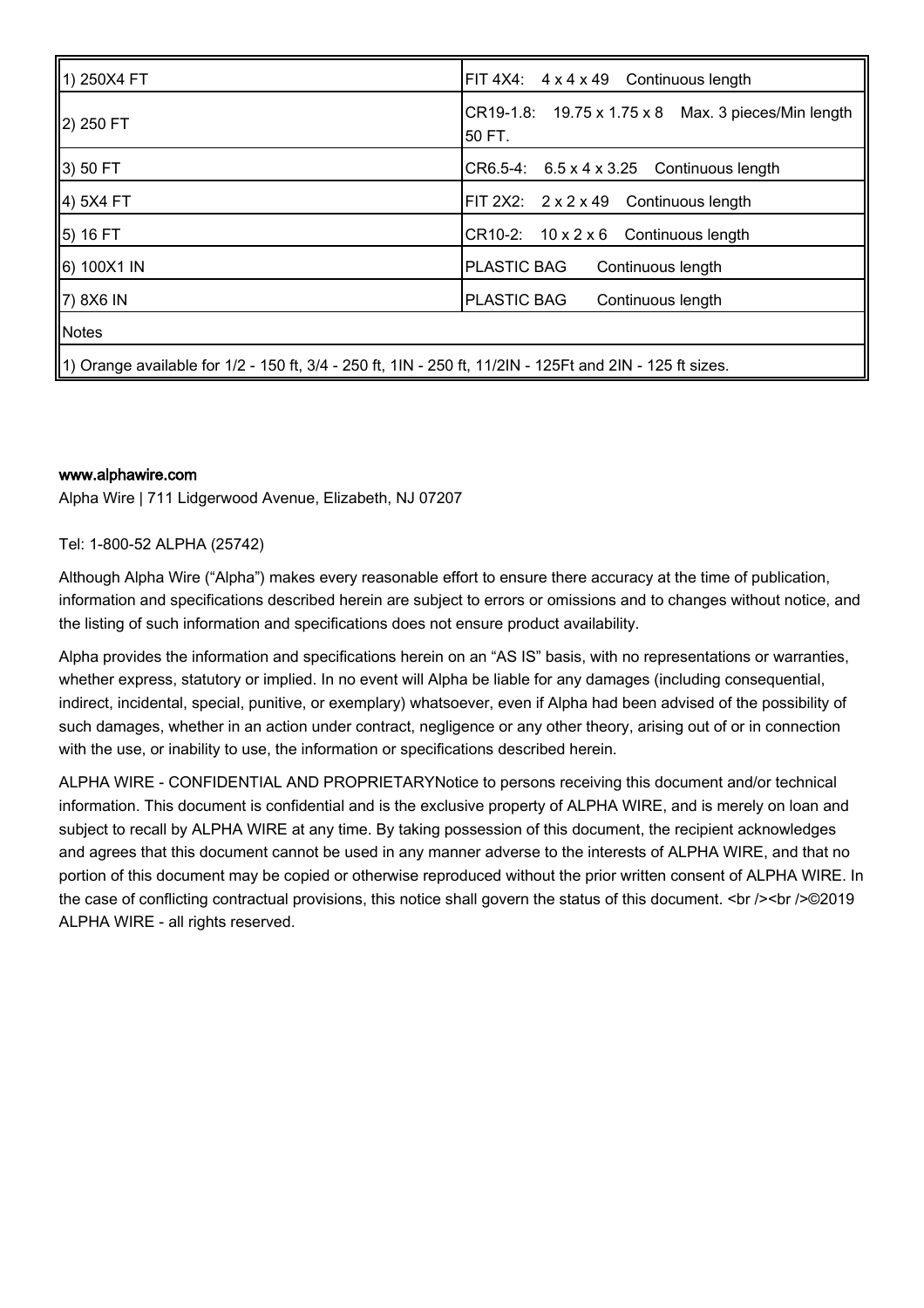| 1) 250X4 FT | FIT 4X4: 4 x 4 x 49 Continuous length |
|---|---|
| 2) 250 FT | CR19-1.8: 19.75 x 1.75 x 8 Max. 3 pieces/Min length 50 FT. |
| 3) 50 FT | CR6.5-4: 6.5 x 4 x 3.25 Continuous length |
| 4) 5X4 FT | FIT 2X2: 2 x 2 x 49 Continuous length |
| 5) 16 FT | CR10-2: 10 x 2 x 6 Continuous length |
| 6) 100X1 IN | PLASTIC BAG Continuous length |
| 7) 8X6 IN | PLASTIC BAG Continuous length |
| Notes | |
| 1) Orange available for 1/2 - 150 ft, 3/4 - 250 ft, 1IN - 250 ft, 11/2IN - 125Ft and 2IN - 125 ft sizes. | |

**www.alphawire.com**

Alpha Wire | 711 Lidgerwood Avenue, Elizabeth, NJ 07207

Tel: 1-800-52 ALPHA (25742)

Although Alpha Wire ("Alpha") makes every reasonable effort to ensure there accuracy at the time of publication, information and specifications described herein are subject to errors or omissions and to changes without notice, and the listing of such information and specifications does not ensure product availability.

Alpha provides the information and specifications herein on an "AS IS" basis, with no representations or warranties, whether express, statutory or implied. In no event will Alpha be liable for any damages (including consequential, indirect, incidental, special, punitive, or exemplary) whatsoever, even if Alpha had been advised of the possibility of such damages, whether in an action under contract, negligence or any other theory, arising out of or in connection with the use, or inability to use, the information or specifications described herein.

ALPHA WIRE - CONFIDENTIAL AND PROPRIETARYNotice to persons receiving this document and/or technical information. This document is confidential and is the exclusive property of ALPHA WIRE, and is merely on loan and subject to recall by ALPHA WIRE at any time. By taking possession of this document, the recipient acknowledges and agrees that this document cannot be used in any manner adverse to the interests of ALPHA WIRE, and that no portion of this document may be copied or otherwise reproduced without the prior written consent of ALPHA WIRE. In the case of conflicting contractual provisions, this notice shall govern the status of this document. <br /><br />©2019 ALPHA WIRE - all rights reserved.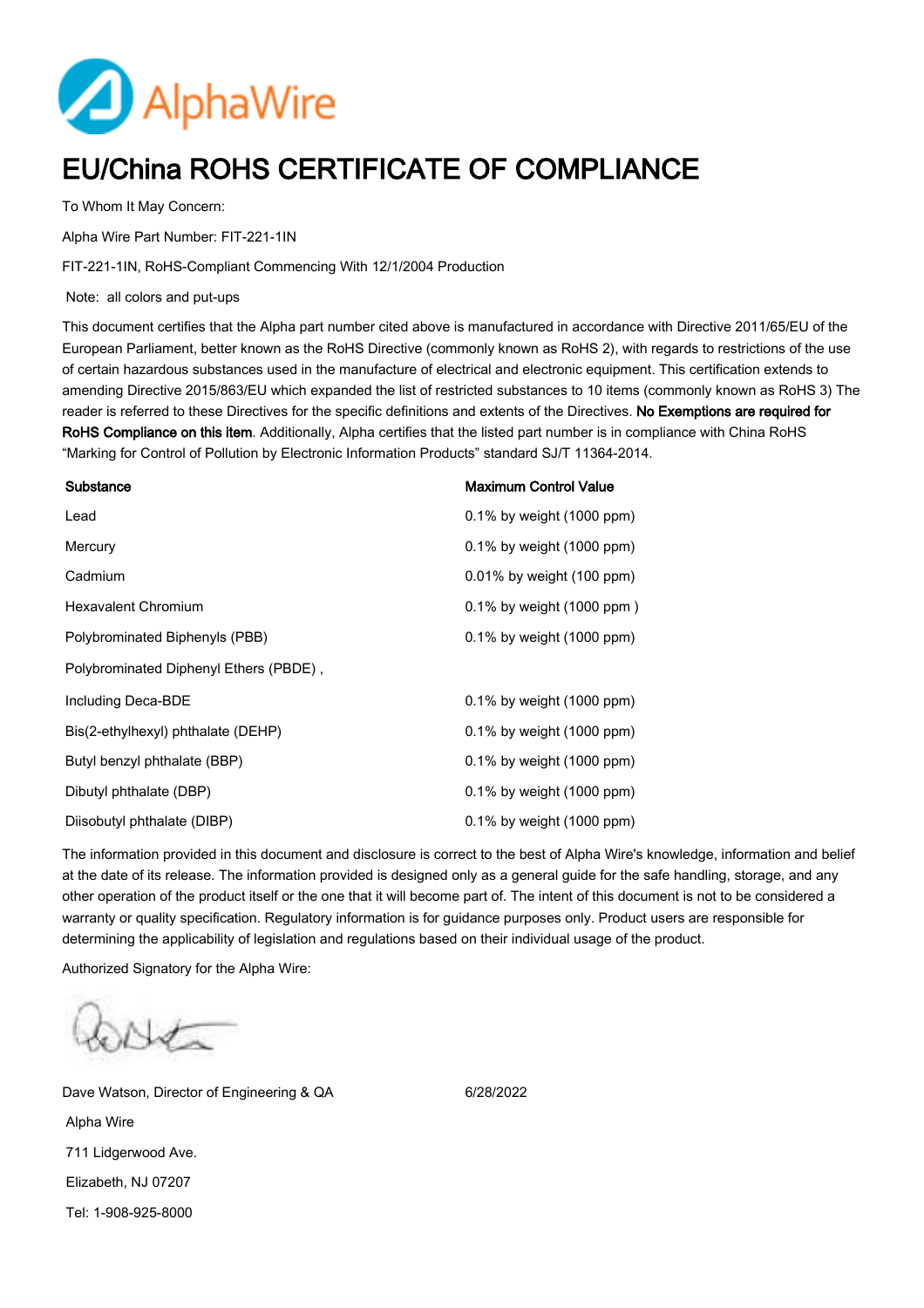# EU/China ROHS CERTIFICATE OF COMPLIANCE

To Whom It May Concern:

Alpha Wire Part Number: FIT-221-1IN

FIT-221-1IN, RoHS-Compliant Commencing With 12/1/2004 Production

Note: all colors and put-ups

This document certifies that the Alpha part number cited above is manufactured in accordance with Directive 2011/65/EU of the European Parliament, better known as the RoHS Directive (commonly known as RoHS 2), with regards to restrictions of the use of certain hazardous substances used in the manufacture of electrical and electronic equipment. This certification extends to amending Directive 2015/863/EU which expanded the list of restricted substances to 10 items (commonly known as RoHS 3) The reader is referred to these Directives for the specific definitions and extents of the Directives. **No Exemptions are required for RoHS Compliance on this item**. Additionally, Alpha certifies that the listed part number is in compliance with China RoHS “Marking for Control of Pollution by Electronic Information Products” standard SJ/T 11364-2014.

| Substance | Maximum Control Value |
|---|---|
| Lead | 0.1% by weight (1000 ppm) |
| Mercury | 0.1% by weight (1000 ppm) |
| Cadmium | 0.01% by weight (100 ppm) |
| Hexavalent Chromium | 0.1% by weight (1000 ppm ) |
| Polybrominated Biphenyls (PBB) | 0.1% by weight (1000 ppm) |
| Polybrominated Diphenyl Ethers (PBDE) , | |
| Including Deca-BDE | 0.1% by weight (1000 ppm) |
| Bis(2-ethylhexyl) phthalate (DEHP) | 0.1% by weight (1000 ppm) |
| Butyl benzyl phthalate (BBP) | 0.1% by weight (1000 ppm) |
| Dibutyl phthalate (DBP) | 0.1% by weight (1000 ppm) |
| Diisobutyl phthalate (DIBP) | 0.1% by weight (1000 ppm) |

The information provided in this document and disclosure is correct to the best of Alpha Wire's knowledge, information and belief at the date of its release. The information provided is designed only as a general guide for the safe handling, storage, and any other operation of the product itself or the one that it will become part of. The intent of this document is not to be considered a warranty or quality specification. Regulatory information is for guidance purposes only. Product users are responsible for determining the applicability of legislation and regulations based on their individual usage of the product.

Authorized Signatory for the Alpha Wire:

Dave Watson, Director of Engineering & QA 6/28/2022

Alpha Wire

711 Lidgerwood Ave.

Elizabeth, NJ 07207

Tel: 1-908-925-8000